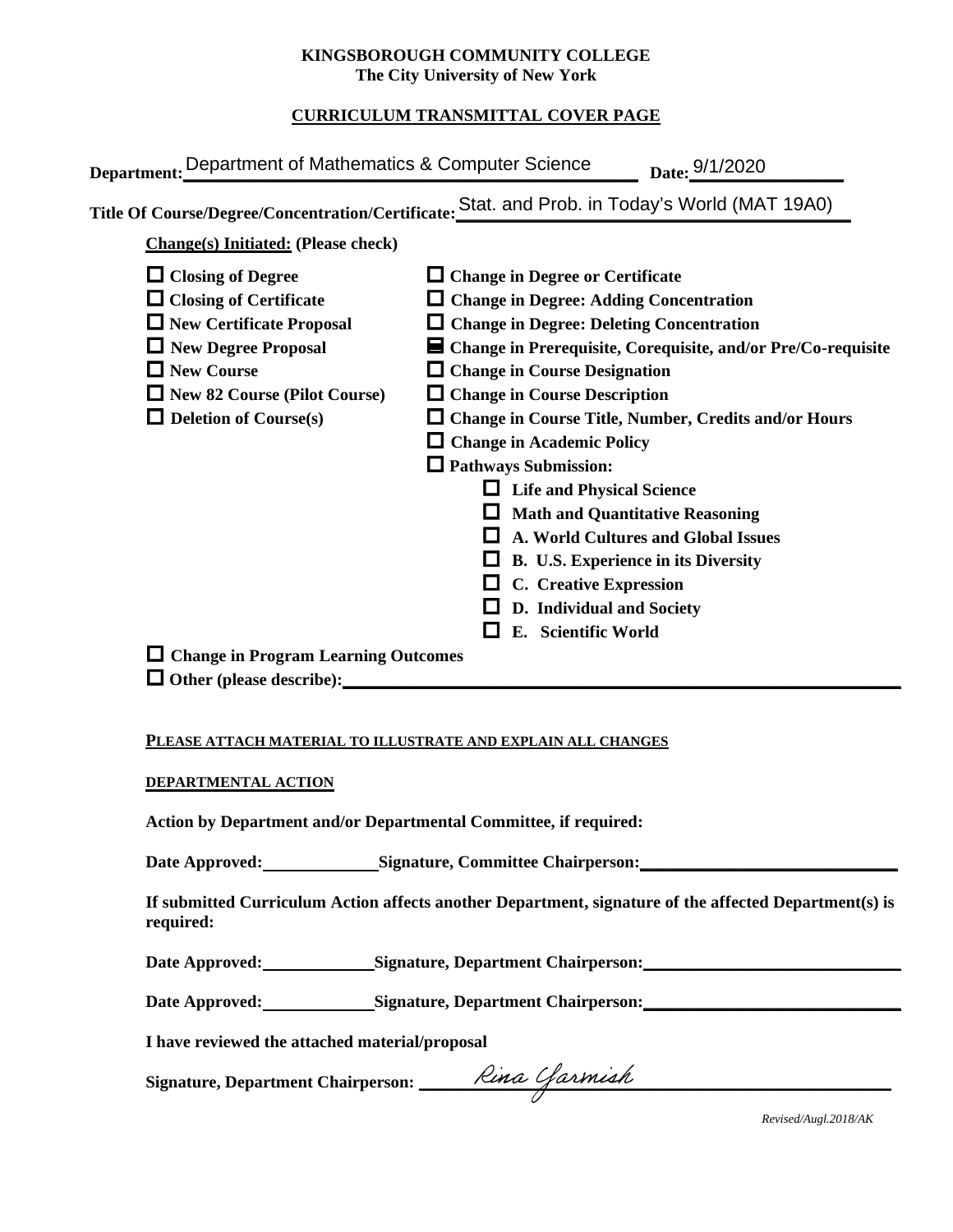**KINGSBOROUGH COMMUNITY COLLEGE**
**The City University of New York**

**CURRICULUM TRANSMITTAL COVER PAGE**

**Department:** Department of Mathematics & Computer Science **Date:** 9/1/2020

**Title Of Course/Degree/Concentration/Certificate:** Stat. and Prob. in Today's World (MAT 19A0)

**Change(s) Initiated:** (Please check)

- ☐ Closing of Degree
- ☐ Closing of Certificate
- ☐ New Certificate Proposal
- ☐ New Degree Proposal
- ☐ New Course
- ☐ New 82 Course (Pilot Course)
- ☐ Deletion of Course(s)
- ☐ Change in Degree or Certificate
- ☐ Change in Degree: Adding Concentration
- ☐ Change in Degree: Deleting Concentration
- ☒ Change in Prerequisite, Corequisite, and/or Pre/Co-requisite
- ☐ Change in Course Designation
- ☐ Change in Course Description
- ☐ Change in Course Title, Number, Credits and/or Hours
- ☐ Change in Academic Policy
- ☐ Pathways Submission:
  - ☐ Life and Physical Science
  - ☐ Math and Quantitative Reasoning
  - ☐ A. World Cultures and Global Issues
  - ☐ B. U.S. Experience in its Diversity
  - ☐ C. Creative Expression
  - ☐ D. Individual and Society
  - ☐ E. Scientific World
- ☐ Change in Program Learning Outcomes
- ☐ Other (please describe): ____________________

**PLEASE ATTACH MATERIAL TO ILLUSTRATE AND EXPLAIN ALL CHANGES**

**DEPARTMENTAL ACTION**

**Action by Department and/or Departmental Committee, if required:**

**Date Approved:** ____________ **Signature, Committee Chairperson:** ____________________

**If submitted Curriculum Action affects another Department, signature of the affected Department(s) is required:**

**Date Approved:** ____________ **Signature, Department Chairperson:** ____________________

**Date Approved:** ____________ **Signature, Department Chairperson:** ____________________

**I have reviewed the attached material/proposal**

**Signature, Department Chairperson:** Rina Yarmish

*Revised/Augl.2018/AK*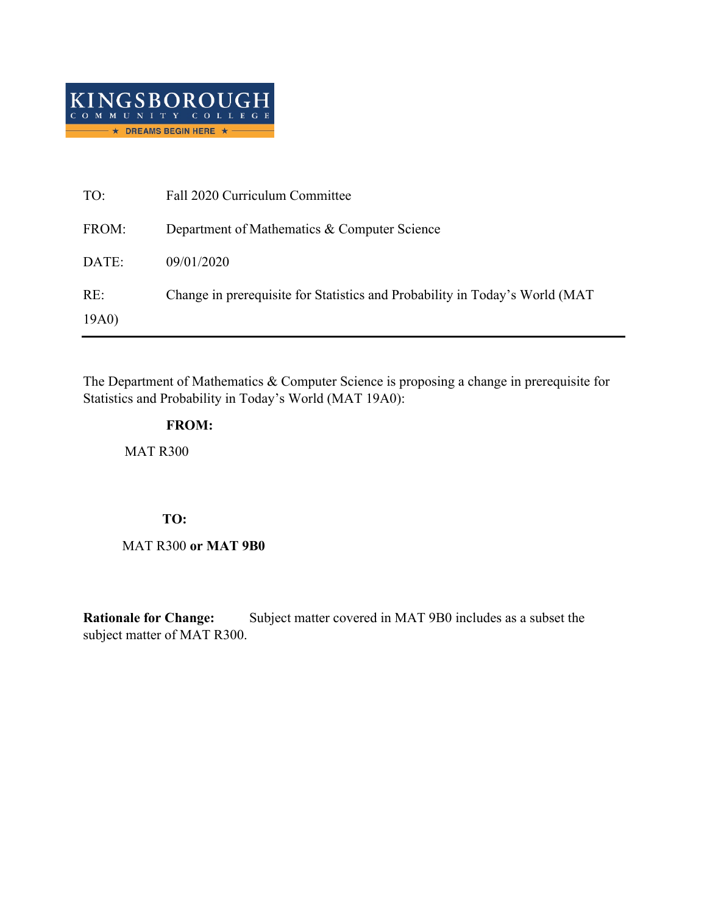KINGSBOROUGH COMMUNITY COLLEGE
★ DREAMS BEGIN HERE ★

| | |
|---|---|
| TO: | Fall 2020 Curriculum Committee |
| FROM: | Department of Mathematics & Computer Science |
| DATE: | 09/01/2020 |
| RE: | Change in prerequisite for Statistics and Probability in Today's World (MAT 19A0) |

---

The Department of Mathematics & Computer Science is proposing a change in prerequisite for Statistics and Probability in Today's World (MAT 19A0):

**FROM:**

MAT R300

**TO:**

MAT R300 **or MAT 9B0**

**Rationale for Change:** Subject matter covered in MAT 9B0 includes as a subset the subject matter of MAT R300.